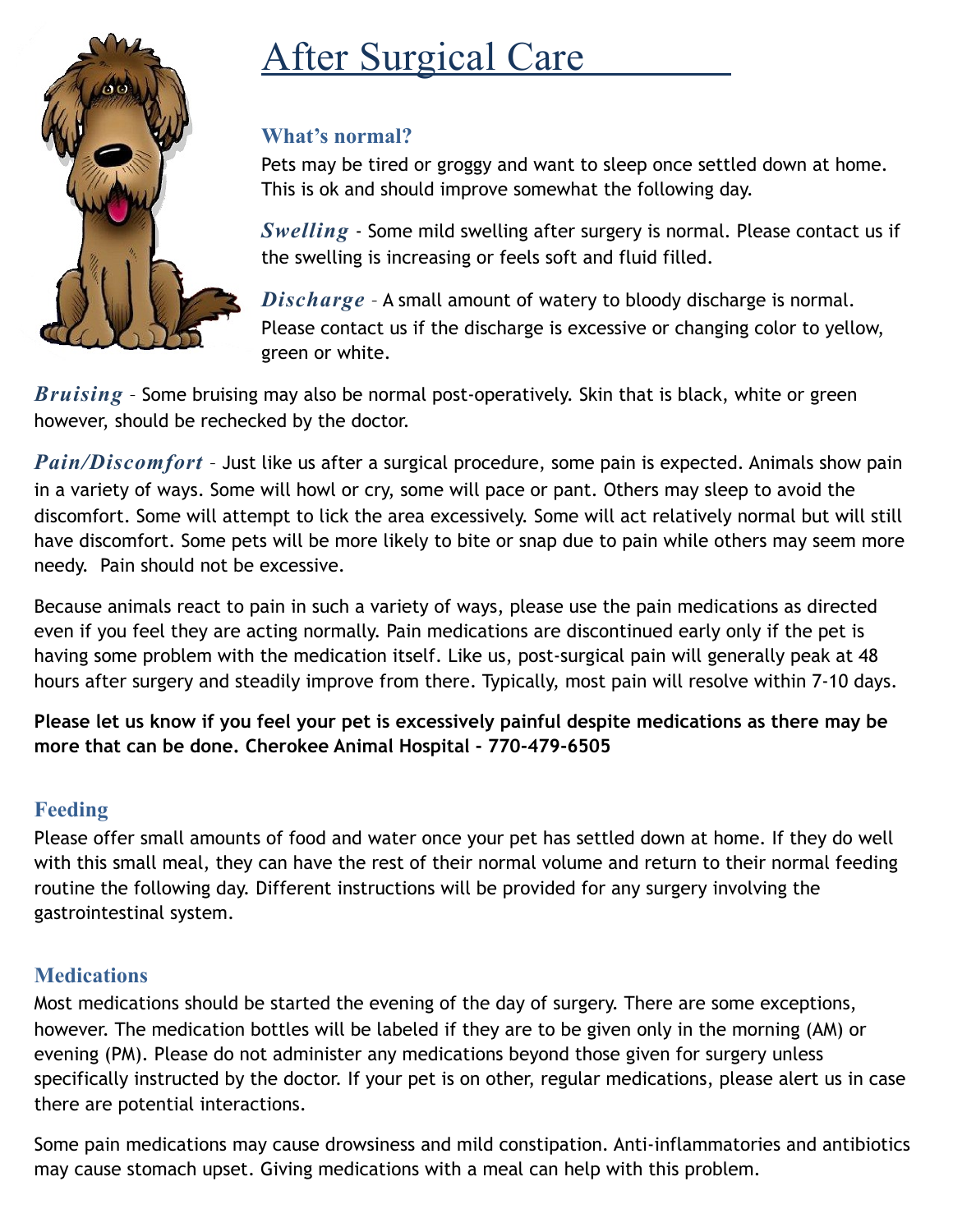# After Surgical Care

## What's normal?

Pets may be tired or groggy and want to sleep once settled down at home. This is ok and should improve somewhat the following day.

***Swelling*** - Some mild swelling after surgery is normal. Please contact us if the swelling is increasing or feels soft and fluid filled.

***Discharge*** – A small amount of watery to bloody discharge is normal. Please contact us if the discharge is excessive or changing color to yellow, green or white.

***Bruising*** – Some bruising may also be normal post-operatively. Skin that is black, white or green however, should be rechecked by the doctor.

***Pain/Discomfort*** – Just like us after a surgical procedure, some pain is expected. Animals show pain in a variety of ways. Some will howl or cry, some will pace or pant. Others may sleep to avoid the discomfort. Some will attempt to lick the area excessively. Some will act relatively normal but will still have discomfort. Some pets will be more likely to bite or snap due to pain while others may seem more needy. Pain should not be excessive.

Because animals react to pain in such a variety of ways, please use the pain medications as directed even if you feel they are acting normally. Pain medications are discontinued early only if the pet is having some problem with the medication itself. Like us, post-surgical pain will generally peak at 48 hours after surgery and steadily improve from there. Typically, most pain will resolve within 7-10 days.

**Please let us know if you feel your pet is excessively painful despite medications as there may be more that can be done. Cherokee Animal Hospital - 770-479-6505**

## Feeding

Please offer small amounts of food and water once your pet has settled down at home. If they do well with this small meal, they can have the rest of their normal volume and return to their normal feeding routine the following day. Different instructions will be provided for any surgery involving the gastrointestinal system.

## Medications

Most medications should be started the evening of the day of surgery. There are some exceptions, however. The medication bottles will be labeled if they are to be given only in the morning (AM) or evening (PM). Please do not administer any medications beyond those given for surgery unless specifically instructed by the doctor. If your pet is on other, regular medications, please alert us in case there are potential interactions.

Some pain medications may cause drowsiness and mild constipation. Anti-inflammatories and antibiotics may cause stomach upset. Giving medications with a meal can help with this problem.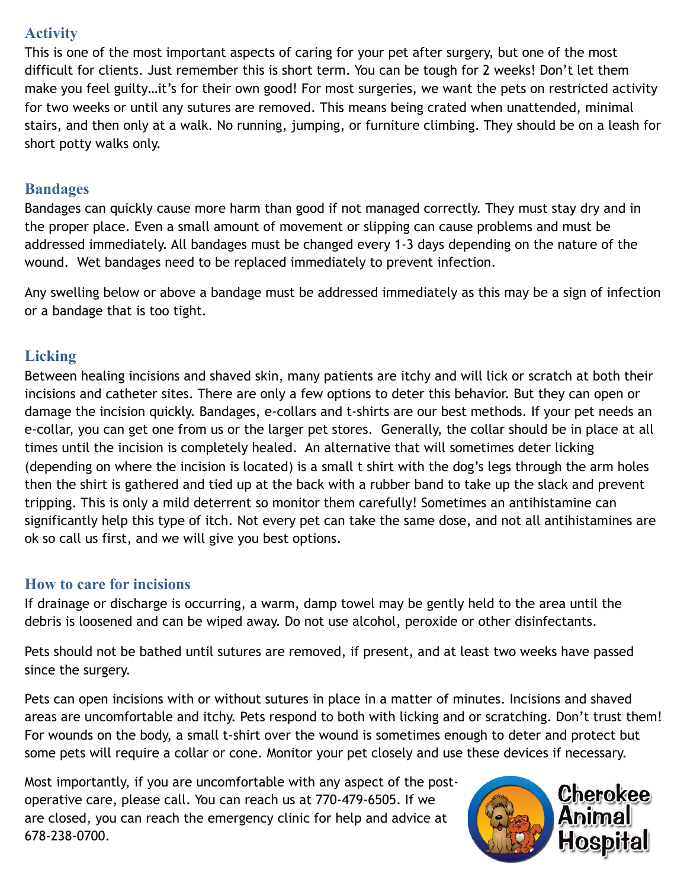## Activity

This is one of the most important aspects of caring for your pet after surgery, but one of the most difficult for clients. Just remember this is short term. You can be tough for 2 weeks! Don't let them make you feel guilty…it's for their own good! For most surgeries, we want the pets on restricted activity for two weeks or until any sutures are removed. This means being crated when unattended, minimal stairs, and then only at a walk. No running, jumping, or furniture climbing. They should be on a leash for short potty walks only.

## Bandages

Bandages can quickly cause more harm than good if not managed correctly. They must stay dry and in the proper place. Even a small amount of movement or slipping can cause problems and must be addressed immediately. All bandages must be changed every 1-3 days depending on the nature of the wound. Wet bandages need to be replaced immediately to prevent infection.

Any swelling below or above a bandage must be addressed immediately as this may be a sign of infection or a bandage that is too tight.

## Licking

Between healing incisions and shaved skin, many patients are itchy and will lick or scratch at both their incisions and catheter sites. There are only a few options to deter this behavior. But they can open or damage the incision quickly. Bandages, e-collars and t-shirts are our best methods. If your pet needs an e-collar, you can get one from us or the larger pet stores. Generally, the collar should be in place at all times until the incision is completely healed. An alternative that will sometimes deter licking (depending on where the incision is located) is a small t shirt with the dog's legs through the arm holes then the shirt is gathered and tied up at the back with a rubber band to take up the slack and prevent tripping. This is only a mild deterrent so monitor them carefully! Sometimes an antihistamine can significantly help this type of itch. Not every pet can take the same dose, and not all antihistamines are ok so call us first, and we will give you best options.

## How to care for incisions

If drainage or discharge is occurring, a warm, damp towel may be gently held to the area until the debris is loosened and can be wiped away. Do not use alcohol, peroxide or other disinfectants.

Pets should not be bathed until sutures are removed, if present, and at least two weeks have passed since the surgery.

Pets can open incisions with or without sutures in place in a matter of minutes. Incisions and shaved areas are uncomfortable and itchy. Pets respond to both with licking and or scratching. Don't trust them! For wounds on the body, a small t-shirt over the wound is sometimes enough to deter and protect but some pets will require a collar or cone. Monitor your pet closely and use these devices if necessary.

Most importantly, if you are uncomfortable with any aspect of the post-operative care, please call. You can reach us at 770-479-6505. If we are closed, you can reach the emergency clinic for help and advice at 678-238-0700.

Cherokee Animal Hospital